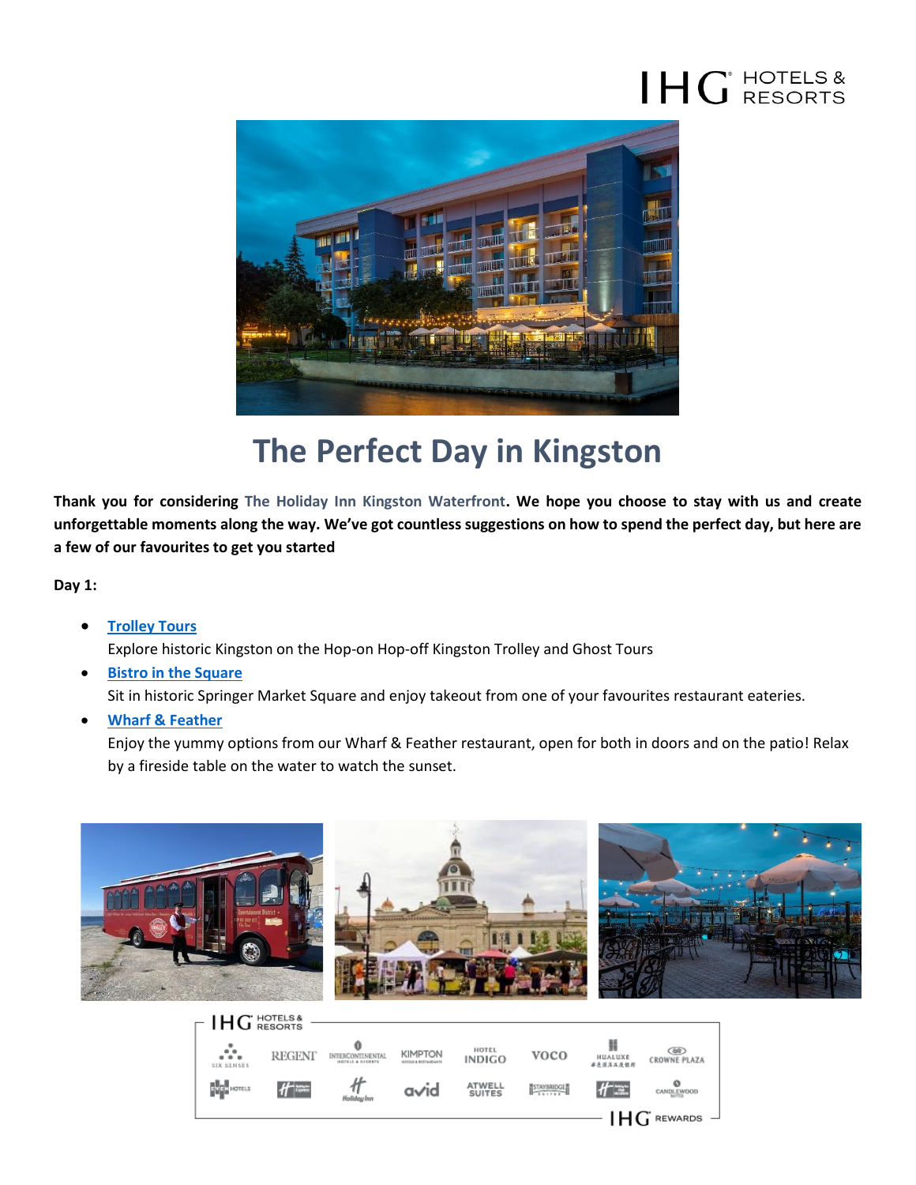# The Perfect Day in Kingston

**Thank you for considering The Holiday Inn Kingston Waterfront. We hope you choose to stay with us and create unforgettable moments along the way. We've got countless suggestions on how to spend the perfect day, but here are a few of our favourites to get you started**

**Day 1:**

- **Trolley Tours**
  Explore historic Kingston on the Hop-on Hop-off Kingston Trolley and Ghost Tours
- **Bistro in the Square**
  Sit in historic Springer Market Square and enjoy takeout from one of your favourites restaurant eateries.
- **Wharf & Feather**
  Enjoy the yummy options from our Wharf & Feather restaurant, open for both in doors and on the patio! Relax by a fireside table on the water to watch the sunset.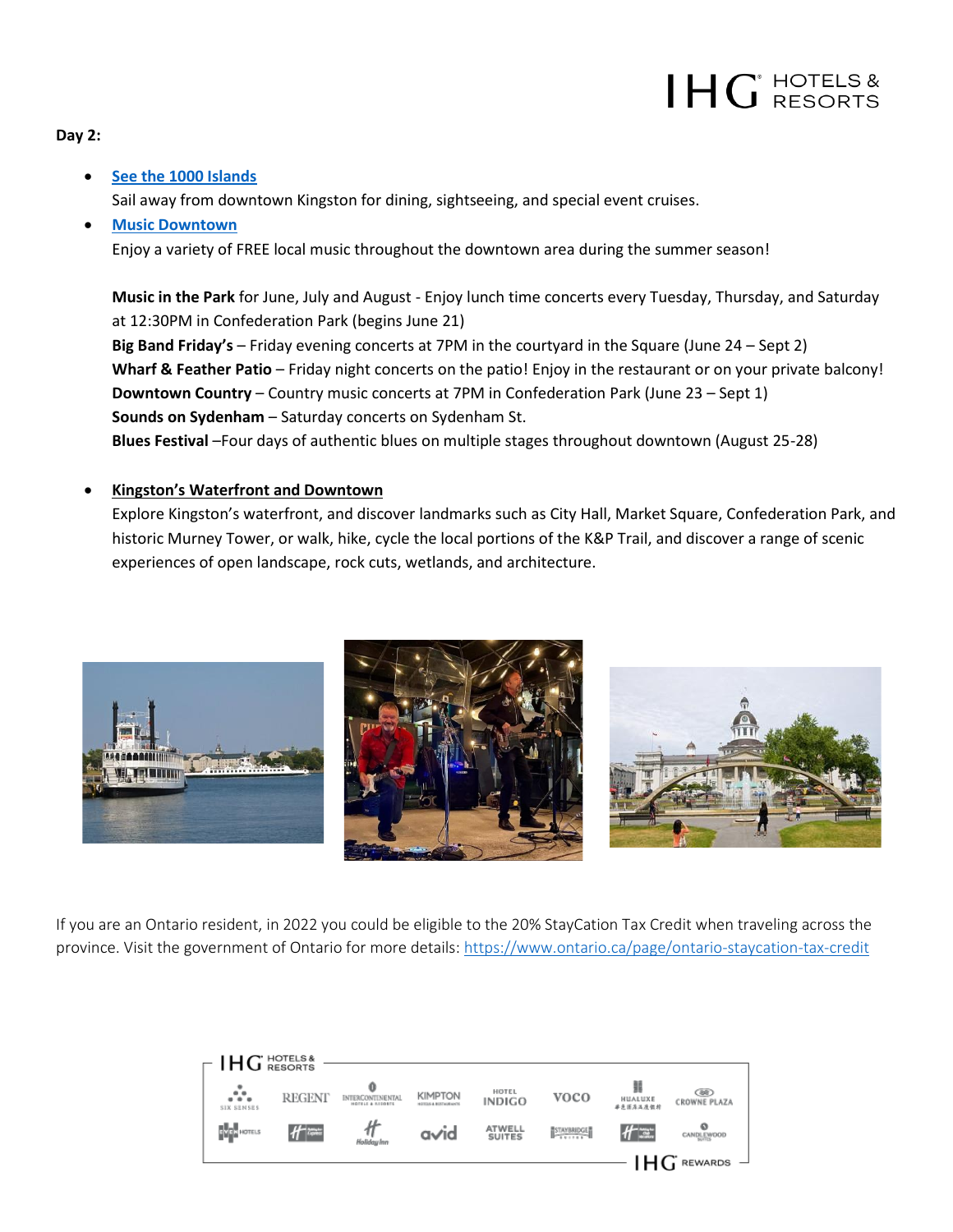**Day 2:**

- [See the 1000 Islands](#)
  Sail away from downtown Kingston for dining, sightseeing, and special event cruises.
- [Music Downtown](#)
  Enjoy a variety of FREE local music throughout the downtown area during the summer season!

  **Music in the Park** for June, July and August - Enjoy lunch time concerts every Tuesday, Thursday, and Saturday at 12:30PM in Confederation Park (begins June 21)
  **Big Band Friday's** – Friday evening concerts at 7PM in the courtyard in the Square (June 24 – Sept 2)
  **Wharf & Feather Patio** – Friday night concerts on the patio! Enjoy in the restaurant or on your private balcony!
  **Downtown Country** – Country music concerts at 7PM in Confederation Park (June 23 – Sept 1)
  **Sounds on Sydenham** – Saturday concerts on Sydenham St.
  **Blues Festival** –Four days of authentic blues on multiple stages throughout downtown (August 25-28)

- **Kingston's Waterfront and Downtown**
  Explore Kingston's waterfront, and discover landmarks such as City Hall, Market Square, Confederation Park, and historic Murney Tower, or walk, hike, cycle the local portions of the K&P Trail, and discover a range of scenic experiences of open landscape, rock cuts, wetlands, and architecture.

If you are an Ontario resident, in 2022 you could be eligible to the 20% StayCation Tax Credit when traveling across the province. Visit the government of Ontario for more details: https://www.ontario.ca/page/ontario-staycation-tax-credit